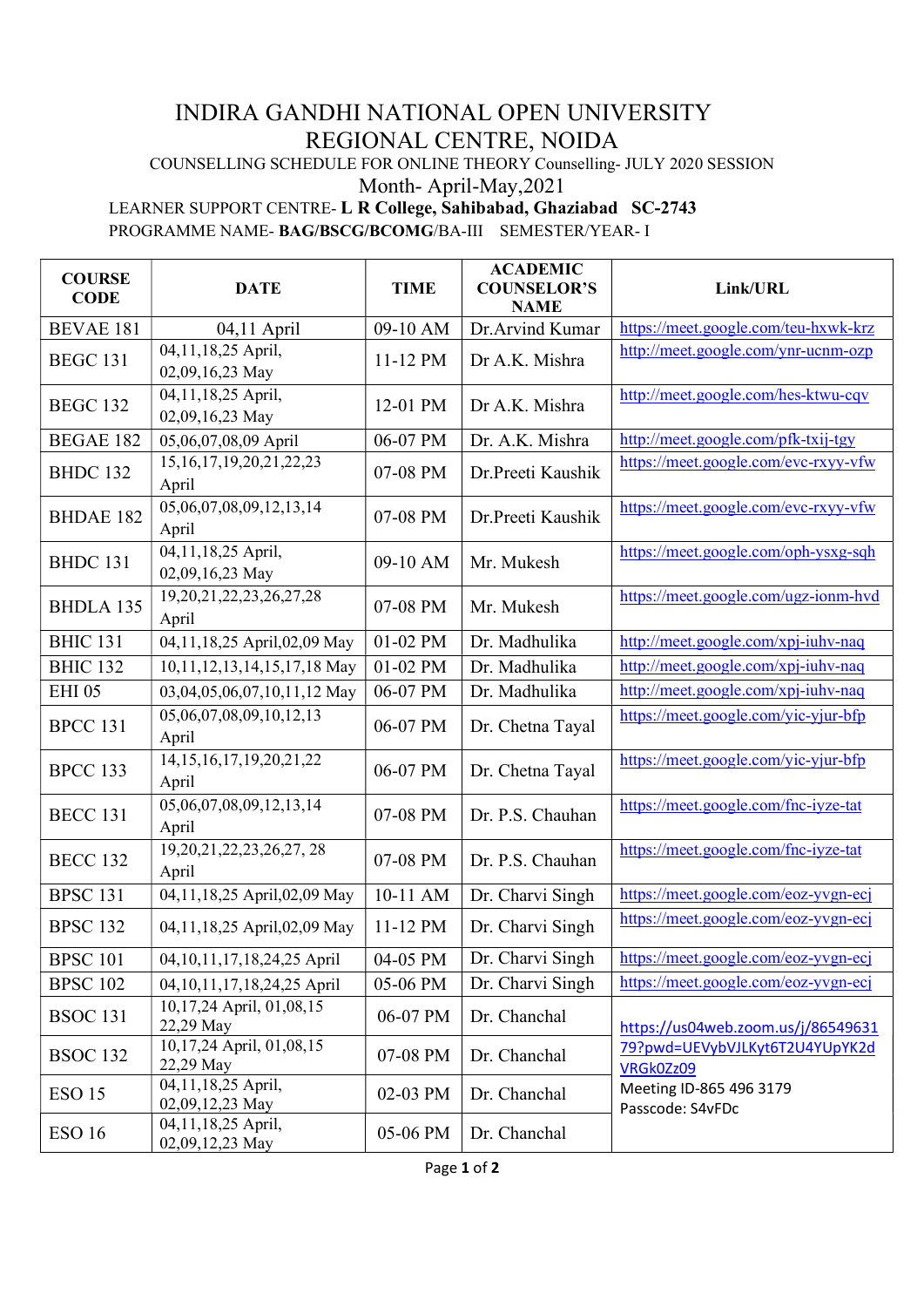# INDIRA GANDHI NATIONAL OPEN UNIVERSITY
## REGIONAL CENTRE, NOIDA

COUNSELLING SCHEDULE FOR ONLINE THEORY Counselling- JULY 2020 SESSION

Month- April-May,2021

LEARNER SUPPORT CENTRE- **L R College, Sahibabad, Ghaziabad SC-2743**

PROGRAMME NAME- **BAG/BSCG/BCOMG**/BA-III SEMESTER/YEAR- I

| COURSE CODE | DATE | TIME | ACADEMIC COUNSELOR'S NAME | Link/URL |
|---|---|---|---|---|
| BEVAE 181 | 04,11 April | 09-10 AM | Dr.Arvind Kumar | https://meet.google.com/teu-hxwk-krz |
| BEGC 131 | 04,11,18,25 April, 02,09,16,23 May | 11-12 PM | Dr A.K. Mishra | http://meet.google.com/ynr-ucnm-ozp |
| BEGC 132 | 04,11,18,25 April, 02,09,16,23 May | 12-01 PM | Dr A.K. Mishra | http://meet.google.com/hes-ktwu-cqv |
| BEGAE 182 | 05,06,07,08,09 April | 06-07 PM | Dr. A.K. Mishra | http://meet.google.com/pfk-txij-tgy |
| BHDC 132 | 15,16,17,19,20,21,22,23 April | 07-08 PM | Dr.Preeti Kaushik | https://meet.google.com/evc-rxyy-vfw |
| BHDAE 182 | 05,06,07,08,09,12,13,14 April | 07-08 PM | Dr.Preeti Kaushik | https://meet.google.com/evc-rxyy-vfw |
| BHDC 131 | 04,11,18,25 April, 02,09,16,23 May | 09-10 AM | Mr. Mukesh | https://meet.google.com/oph-ysxg-sqh |
| BHDLA 135 | 19,20,21,22,23,26,27,28 April | 07-08 PM | Mr. Mukesh | https://meet.google.com/ugz-ionm-hvd |
| BHIC 131 | 04,11,18,25 April,02,09 May | 01-02 PM | Dr. Madhulika | http://meet.google.com/xpj-iuhv-naq |
| BHIC 132 | 10,11,12,13,14,15,17,18 May | 01-02 PM | Dr. Madhulika | http://meet.google.com/xpj-iuhv-naq |
| EHI 05 | 03,04,05,06,07,10,11,12 May | 06-07 PM | Dr. Madhulika | http://meet.google.com/xpj-iuhv-naq |
| BPCC 131 | 05,06,07,08,09,10,12,13 April | 06-07 PM | Dr. Chetna Tayal | https://meet.google.com/yic-yjur-bfp |
| BPCC 133 | 14,15,16,17,19,20,21,22 April | 06-07 PM | Dr. Chetna Tayal | https://meet.google.com/yic-yjur-bfp |
| BECC 131 | 05,06,07,08,09,12,13,14 April | 07-08 PM | Dr. P.S. Chauhan | https://meet.google.com/fnc-iyze-tat |
| BECC 132 | 19,20,21,22,23,26,27, 28 April | 07-08 PM | Dr. P.S. Chauhan | https://meet.google.com/fnc-iyze-tat |
| BPSC 131 | 04,11,18,25 April,02,09 May | 10-11 AM | Dr. Charvi Singh | https://meet.google.com/eoz-yvgn-ecj |
| BPSC 132 | 04,11,18,25 April,02,09 May | 11-12 PM | Dr. Charvi Singh | https://meet.google.com/eoz-yvgn-ecj |
| BPSC 101 | 04,10,11,17,18,24,25 April | 04-05 PM | Dr. Charvi Singh | https://meet.google.com/eoz-yvgn-ecj |
| BPSC 102 | 04,10,11,17,18,24,25 April | 05-06 PM | Dr. Charvi Singh | https://meet.google.com/eoz-yvgn-ecj |
| BSOC 131 | 10,17,24 April, 01,08,15 22,29 May | 06-07 PM | Dr. Chanchal | https://us04web.zoom.us/j/8654963179?pwd=UEVybVJLKyt6T2U4YUpYK2dVRGk0Zz09 Meeting ID-865 496 3179 Passcode: S4vFDc |
| BSOC 132 | 10,17,24 April, 01,08,15 22,29 May | 07-08 PM | Dr. Chanchal | |
| ESO 15 | 04,11,18,25 April, 02,09,12,23 May | 02-03 PM | Dr. Chanchal | |
| ESO 16 | 04,11,18,25 April, 02,09,12,23 May | 05-06 PM | Dr. Chanchal | |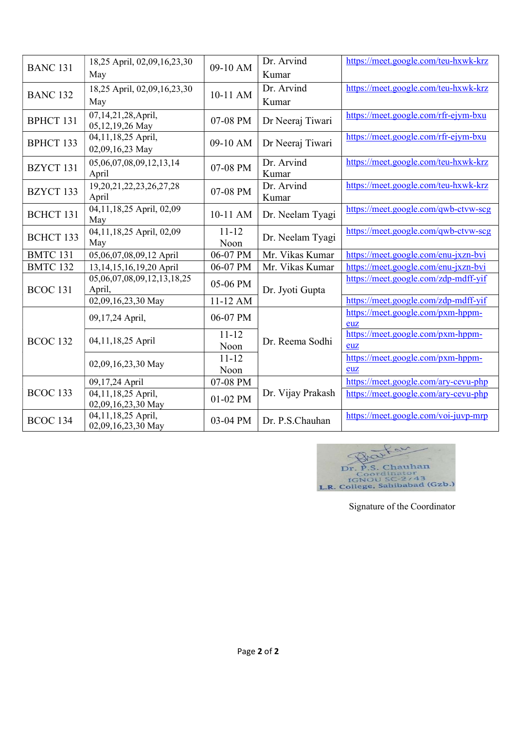| | | | | |
|---|---|---|---|---|
| BANC 131 | 18,25 April, 02,09,16,23,30 May | 09-10 AM | Dr. Arvind Kumar | https://meet.google.com/teu-hxwk-krz |
| BANC 132 | 18,25 April, 02,09,16,23,30 May | 10-11 AM | Dr. Arvind Kumar | https://meet.google.com/teu-hxwk-krz |
| BPHCT 131 | 07,14,21,28,April, 05,12,19,26 May | 07-08 PM | Dr Neeraj Tiwari | https://meet.google.com/rfr-ejym-bxu |
| BPHCT 133 | 04,11,18,25 April, 02,09,16,23 May | 09-10 AM | Dr Neeraj Tiwari | https://meet.google.com/rfr-ejym-bxu |
| BZYCT 131 | 05,06,07,08,09,12,13,14 April | 07-08 PM | Dr. Arvind Kumar | https://meet.google.com/teu-hxwk-krz |
| BZYCT 133 | 19,20,21,22,23,26,27,28 April | 07-08 PM | Dr. Arvind Kumar | https://meet.google.com/teu-hxwk-krz |
| BCHCT 131 | 04,11,18,25 April, 02,09 May | 10-11 AM | Dr. Neelam Tyagi | https://meet.google.com/qwb-ctvw-scg |
| BCHCT 133 | 04,11,18,25 April, 02,09 May | 11-12 Noon | Dr. Neelam Tyagi | https://meet.google.com/qwb-ctvw-scg |
| BMTC 131 | 05,06,07,08,09,12 April | 06-07 PM | Mr. Vikas Kumar | https://meet.google.com/enu-jxzn-bvi |
| BMTC 132 | 13,14,15,16,19,20 April | 06-07 PM | Mr. Vikas Kumar | https://meet.google.com/enu-jxzn-bvi |
| BCOC 131 | 05,06,07,08,09,12,13,18,25 April, | 05-06 PM | Dr. Jyoti Gupta | https://meet.google.com/zdp-mdff-yif |
| | 02,09,16,23,30 May | 11-12 AM | | https://meet.google.com/zdp-mdff-yif |
| BCOC 132 | 09,17,24 April, | 06-07 PM | Dr. Reema Sodhi | https://meet.google.com/pxm-hppm-euz |
| | 04,11,18,25 April | 11-12 Noon | | https://meet.google.com/pxm-hppm-euz |
| | 02,09,16,23,30 May | 11-12 Noon | | https://meet.google.com/pxm-hppm-euz |
| BCOC 133 | 09,17,24 April | 07-08 PM | Dr. Vijay Prakash | https://meet.google.com/ary-cevu-php |
| | 04,11,18,25 April, 02,09,16,23,30 May | 01-02 PM | | https://meet.google.com/ary-cevu-php |
| BCOC 134 | 04,11,18,25 April, 02,09,16,23,30 May | 03-04 PM | Dr. P.S.Chauhan | https://meet.google.com/voi-juvp-mrp |

Dr. P.S. Chauhan
Coordinator
IGNOU SC-2743
L.R. College, Sahibabad (Gzb.)

Signature of the Coordinator